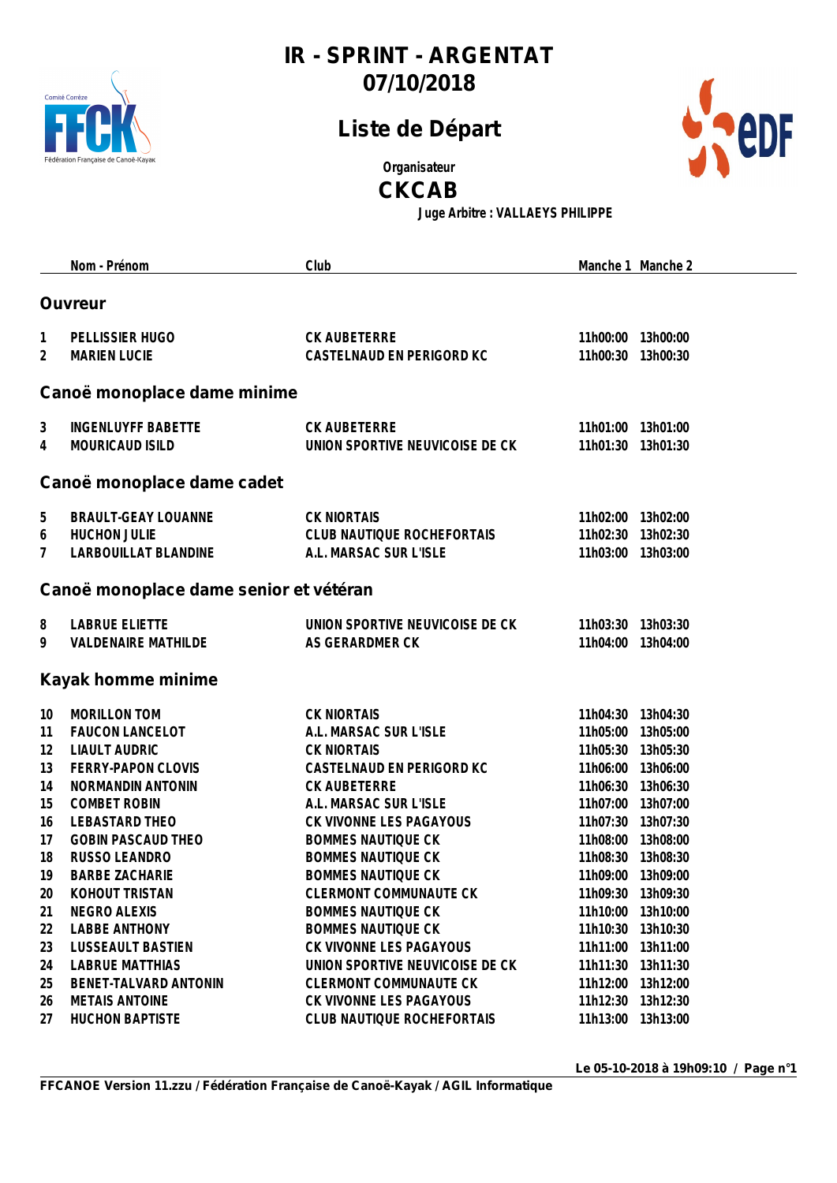# IR - SPRINT - ARGENTAT
## 07/10/2018

## Liste de Départ

Organisateur

**CKCAB**

Juge Arbitre : VALLAEYS PHILIPPE

| | Nom - Prénom | Club | Manche 1 | Manche 2 |
|---|---|---|---|---|
| | **Ouvreur** | | | |
| 1 | PELLISSIER HUGO | CK AUBETERRE | 11h00:00 | 13h00:00 |
| 2 | MARIEN LUCIE | CASTELNAUD EN PERIGORD KC | 11h00:30 | 13h00:30 |
| | **Canoë monoplace dame minime** | | | |
| 3 | INGENLUYFF BABETTE | CK AUBETERRE | 11h01:00 | 13h01:00 |
| 4 | MOURICAUD ISILD | UNION SPORTIVE NEUVICOISE DE CK | 11h01:30 | 13h01:30 |
| | **Canoë monoplace dame cadet** | | | |
| 5 | BRAULT-GEAY LOUANNE | CK NIORTAIS | 11h02:00 | 13h02:00 |
| 6 | HUCHON JULIE | CLUB NAUTIQUE ROCHEFORTAIS | 11h02:30 | 13h02:30 |
| 7 | LARBOUILLAT BLANDINE | A.L. MARSAC SUR L'ISLE | 11h03:00 | 13h03:00 |
| | **Canoë monoplace dame senior et vétéran** | | | |
| 8 | LABRUE ELIETTE | UNION SPORTIVE NEUVICOISE DE CK | 11h03:30 | 13h03:30 |
| 9 | VALDENAIRE MATHILDE | AS GERARDMER CK | 11h04:00 | 13h04:00 |
| | **Kayak homme minime** | | | |
| 10 | MORILLON TOM | CK NIORTAIS | 11h04:30 | 13h04:30 |
| 11 | FAUCON LANCELOT | A.L. MARSAC SUR L'ISLE | 11h05:00 | 13h05:00 |
| 12 | LIAULT AUDRIC | CK NIORTAIS | 11h05:30 | 13h05:30 |
| 13 | FERRY-PAPON CLOVIS | CASTELNAUD EN PERIGORD KC | 11h06:00 | 13h06:00 |
| 14 | NORMANDIN ANTONIN | CK AUBETERRE | 11h06:30 | 13h06:30 |
| 15 | COMBET ROBIN | A.L. MARSAC SUR L'ISLE | 11h07:00 | 13h07:00 |
| 16 | LEBASTARD THEO | CK VIVONNE LES PAGAYOUS | 11h07:30 | 13h07:30 |
| 17 | GOBIN PASCAUD THEO | BOMMES NAUTIQUE CK | 11h08:00 | 13h08:00 |
| 18 | RUSSO LEANDRO | BOMMES NAUTIQUE CK | 11h08:30 | 13h08:30 |
| 19 | BARBE ZACHARIE | BOMMES NAUTIQUE CK | 11h09:00 | 13h09:00 |
| 20 | KOHOUT TRISTAN | CLERMONT COMMUNAUTE CK | 11h09:30 | 13h09:30 |
| 21 | NEGRO ALEXIS | BOMMES NAUTIQUE CK | 11h10:00 | 13h10:00 |
| 22 | LABBE ANTHONY | BOMMES NAUTIQUE CK | 11h10:30 | 13h10:30 |
| 23 | LUSSEAULT BASTIEN | CK VIVONNE LES PAGAYOUS | 11h11:00 | 13h11:00 |
| 24 | LABRUE MATTHIAS | UNION SPORTIVE NEUVICOISE DE CK | 11h11:30 | 13h11:30 |
| 25 | BENET-TALVARD ANTONIN | CLERMONT COMMUNAUTE CK | 11h12:00 | 13h12:00 |
| 26 | METAIS ANTOINE | CK VIVONNE LES PAGAYOUS | 11h12:30 | 13h12:30 |
| 27 | HUCHON BAPTISTE | CLUB NAUTIQUE ROCHEFORTAIS | 11h13:00 | 13h13:00 |

Le 05-10-2018 à 19h09:10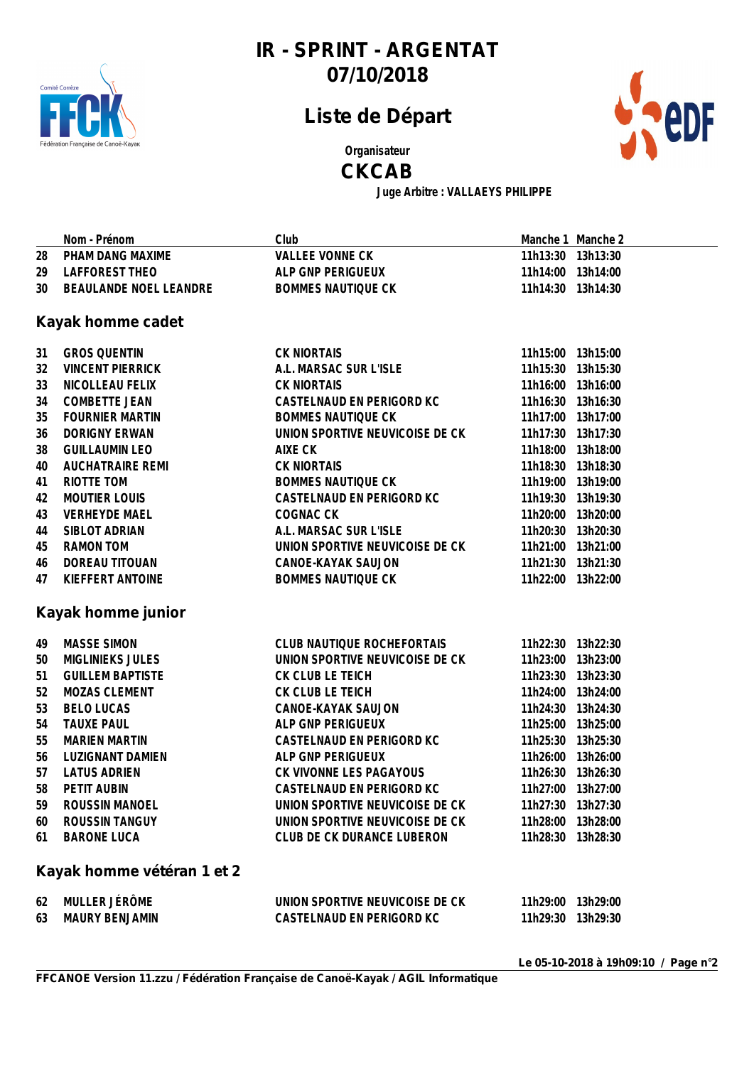# IR - SPRINT - ARGENTAT
## 07/10/2018

## Liste de Départ

Organisateur
**CKCAB**
Juge Arbitre : VALLAEYS PHILIPPE

| | Nom - Prénom | Club | Manche 1 | Manche 2 |
|---|---|---|---|---|
| 28 | PHAM DANG MAXIME | VALLEE VONNE CK | 11h13:30 | 13h13:30 |
| 29 | LAFFOREST THEO | ALP GNP PERIGUEUX | 11h14:00 | 13h14:00 |
| 30 | BEAULANDE NOEL LEANDRE | BOMMES NAUTIQUE CK | 11h14:30 | 13h14:30 |

### Kayak homme cadet

| | Nom - Prénom | Club | Manche 1 | Manche 2 |
|---|---|---|---|---|
| 31 | GROS QUENTIN | CK NIORTAIS | 11h15:00 | 13h15:00 |
| 32 | VINCENT PIERRICK | A.L. MARSAC SUR L'ISLE | 11h15:30 | 13h15:30 |
| 33 | NICOLLEAU FELIX | CK NIORTAIS | 11h16:00 | 13h16:00 |
| 34 | COMBETTE JEAN | CASTELNAUD EN PERIGORD KC | 11h16:30 | 13h16:30 |
| 35 | FOURNIER MARTIN | BOMMES NAUTIQUE CK | 11h17:00 | 13h17:00 |
| 36 | DORIGNY ERWAN | UNION SPORTIVE NEUVICOISE DE CK | 11h17:30 | 13h17:30 |
| 38 | GUILLAUMIN LEO | AIXE CK | 11h18:00 | 13h18:00 |
| 40 | AUCHATRAIRE REMI | CK NIORTAIS | 11h18:30 | 13h18:30 |
| 41 | RIOTTE TOM | BOMMES NAUTIQUE CK | 11h19:00 | 13h19:00 |
| 42 | MOUTIER LOUIS | CASTELNAUD EN PERIGORD KC | 11h19:30 | 13h19:30 |
| 43 | VERHEYDE MAEL | COGNAC CK | 11h20:00 | 13h20:00 |
| 44 | SIBLOT ADRIAN | A.L. MARSAC SUR L'ISLE | 11h20:30 | 13h20:30 |
| 45 | RAMON TOM | UNION SPORTIVE NEUVICOISE DE CK | 11h21:00 | 13h21:00 |
| 46 | DOREAU TITOUAN | CANOE-KAYAK SAUJON | 11h21:30 | 13h21:30 |
| 47 | KIEFFERT ANTOINE | BOMMES NAUTIQUE CK | 11h22:00 | 13h22:00 |

### Kayak homme junior

| | Nom - Prénom | Club | Manche 1 | Manche 2 |
|---|---|---|---|---|
| 49 | MASSE SIMON | CLUB NAUTIQUE ROCHEFORTAIS | 11h22:30 | 13h22:30 |
| 50 | MIGLINIEKS JULES | UNION SPORTIVE NEUVICOISE DE CK | 11h23:00 | 13h23:00 |
| 51 | GUILLEM BAPTISTE | CK CLUB LE TEICH | 11h23:30 | 13h23:30 |
| 52 | MOZAS CLEMENT | CK CLUB LE TEICH | 11h24:00 | 13h24:00 |
| 53 | BELO LUCAS | CANOE-KAYAK SAUJON | 11h24:30 | 13h24:30 |
| 54 | TAUXE PAUL | ALP GNP PERIGUEUX | 11h25:00 | 13h25:00 |
| 55 | MARIEN MARTIN | CASTELNAUD EN PERIGORD KC | 11h25:30 | 13h25:30 |
| 56 | LUZIGNANT DAMIEN | ALP GNP PERIGUEUX | 11h26:00 | 13h26:00 |
| 57 | LATUS ADRIEN | CK VIVONNE LES PAGAYOUS | 11h26:30 | 13h26:30 |
| 58 | PETIT AUBIN | CASTELNAUD EN PERIGORD KC | 11h27:00 | 13h27:00 |
| 59 | ROUSSIN MANOEL | UNION SPORTIVE NEUVICOISE DE CK | 11h27:30 | 13h27:30 |
| 60 | ROUSSIN TANGUY | UNION SPORTIVE NEUVICOISE DE CK | 11h28:00 | 13h28:00 |
| 61 | BARONE LUCA | CLUB DE CK DURANCE LUBERON | 11h28:30 | 13h28:30 |

### Kayak homme vétéran 1 et 2

| | Nom - Prénom | Club | Manche 1 | Manche 2 |
|---|---|---|---|---|
| 62 | MULLER JÉRÔME | UNION SPORTIVE NEUVICOISE DE CK | 11h29:00 | 13h29:00 |
| 63 | MAURY BENJAMIN | CASTELNAUD EN PERIGORD KC | 11h29:30 | 13h29:30 |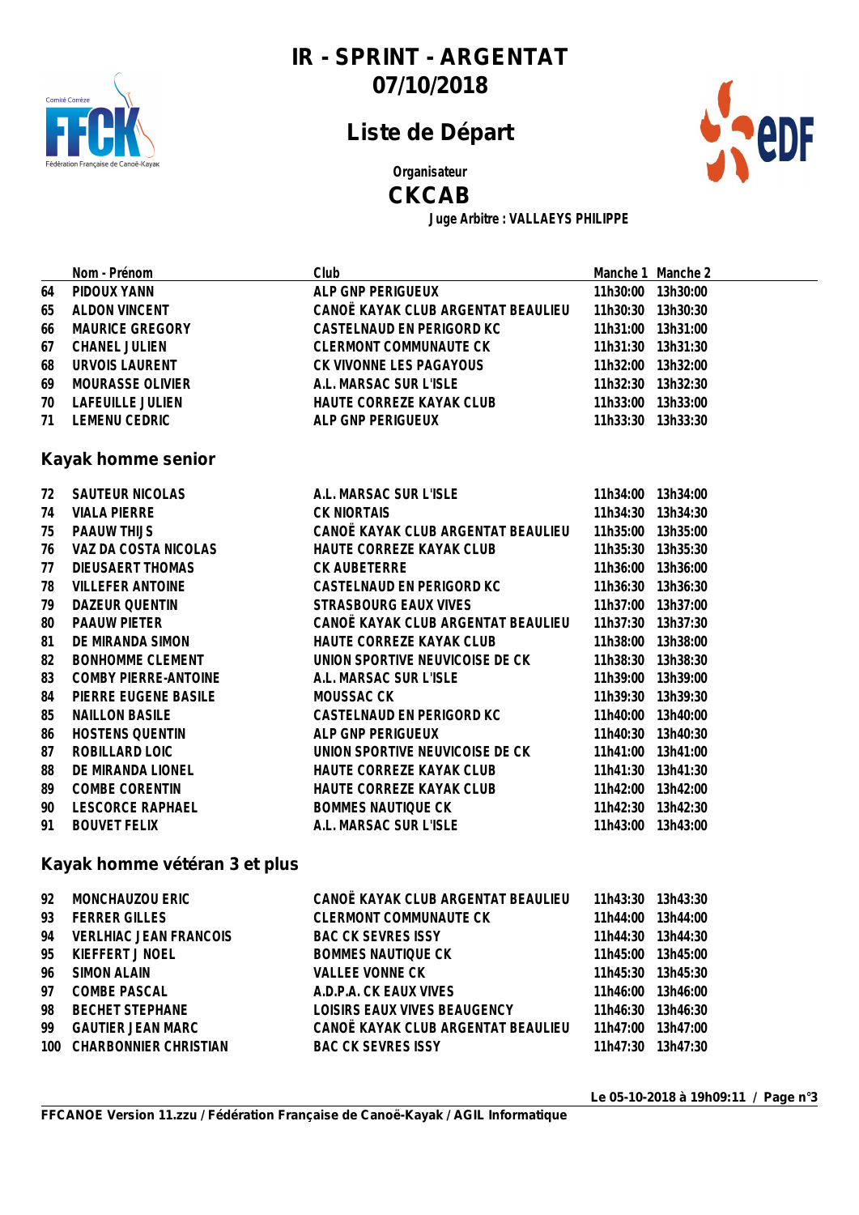# IR - SPRINT - ARGENTAT
# 07/10/2018

## Liste de Départ

Organisateur

**CKCAB**

Juge Arbitre : VALLAEYS PHILIPPE

| | Nom - Prénom | Club | Manche 1 | Manche 2 |
|---|---|---|---|---|
| 64 | PIDOUX YANN | ALP GNP PERIGUEUX | 11h30:00 | 13h30:00 |
| 65 | ALDON VINCENT | CANOË KAYAK CLUB ARGENTAT BEAULIEU | 11h30:30 | 13h30:30 |
| 66 | MAURICE GREGORY | CASTELNAUD EN PERIGORD KC | 11h31:00 | 13h31:00 |
| 67 | CHANEL JULIEN | CLERMONT COMMUNAUTE CK | 11h31:30 | 13h31:30 |
| 68 | URVOIS LAURENT | CK VIVONNE LES PAGAYOUS | 11h32:00 | 13h32:00 |
| 69 | MOURASSE OLIVIER | A.L. MARSAC SUR L'ISLE | 11h32:30 | 13h32:30 |
| 70 | LAFEUILLE JULIEN | HAUTE CORREZE KAYAK CLUB | 11h33:00 | 13h33:00 |
| 71 | LEMENU CEDRIC | ALP GNP PERIGUEUX | 11h33:30 | 13h33:30 |

### Kayak homme senior

| | Nom - Prénom | Club | Manche 1 | Manche 2 |
|---|---|---|---|---|
| 72 | SAUTEUR NICOLAS | A.L. MARSAC SUR L'ISLE | 11h34:00 | 13h34:00 |
| 74 | VIALA PIERRE | CK NIORTAIS | 11h34:30 | 13h34:30 |
| 75 | PAAUW THIJS | CANOË KAYAK CLUB ARGENTAT BEAULIEU | 11h35:00 | 13h35:00 |
| 76 | VAZ DA COSTA NICOLAS | HAUTE CORREZE KAYAK CLUB | 11h35:30 | 13h35:30 |
| 77 | DIEUSAERT THOMAS | CK AUBETERRE | 11h36:00 | 13h36:00 |
| 78 | VILLEFER ANTOINE | CASTELNAUD EN PERIGORD KC | 11h36:30 | 13h36:30 |
| 79 | DAZEUR QUENTIN | STRASBOURG EAUX VIVES | 11h37:00 | 13h37:00 |
| 80 | PAAUW PIETER | CANOË KAYAK CLUB ARGENTAT BEAULIEU | 11h37:30 | 13h37:30 |
| 81 | DE MIRANDA SIMON | HAUTE CORREZE KAYAK CLUB | 11h38:00 | 13h38:00 |
| 82 | BONHOMME CLEMENT | UNION SPORTIVE NEUVICOISE DE CK | 11h38:30 | 13h38:30 |
| 83 | COMBY PIERRE-ANTOINE | A.L. MARSAC SUR L'ISLE | 11h39:00 | 13h39:00 |
| 84 | PIERRE EUGENE BASILE | MOUSSAC CK | 11h39:30 | 13h39:30 |
| 85 | NAILLON BASILE | CASTELNAUD EN PERIGORD KC | 11h40:00 | 13h40:00 |
| 86 | HOSTENS QUENTIN | ALP GNP PERIGUEUX | 11h40:30 | 13h40:30 |
| 87 | ROBILLARD LOIC | UNION SPORTIVE NEUVICOISE DE CK | 11h41:00 | 13h41:00 |
| 88 | DE MIRANDA LIONEL | HAUTE CORREZE KAYAK CLUB | 11h41:30 | 13h41:30 |
| 89 | COMBE CORENTIN | HAUTE CORREZE KAYAK CLUB | 11h42:00 | 13h42:00 |
| 90 | LESCORCE RAPHAEL | BOMMES NAUTIQUE CK | 11h42:30 | 13h42:30 |
| 91 | BOUVET FELIX | A.L. MARSAC SUR L'ISLE | 11h43:00 | 13h43:00 |

### Kayak homme vétéran 3 et plus

| | Nom - Prénom | Club | Manche 1 | Manche 2 |
|---|---|---|---|---|
| 92 | MONCHAUZOU ERIC | CANOË KAYAK CLUB ARGENTAT BEAULIEU | 11h43:30 | 13h43:30 |
| 93 | FERRER GILLES | CLERMONT COMMUNAUTE CK | 11h44:00 | 13h44:00 |
| 94 | VERLHIAC JEAN FRANCOIS | BAC CK SEVRES ISSY | 11h44:30 | 13h44:30 |
| 95 | KIEFFERT J NOEL | BOMMES NAUTIQUE CK | 11h45:00 | 13h45:00 |
| 96 | SIMON ALAIN | VALLEE VONNE CK | 11h45:30 | 13h45:30 |
| 97 | COMBE PASCAL | A.D.P.A. CK EAUX VIVES | 11h46:00 | 13h46:00 |
| 98 | BECHET STEPHANE | LOISIRS EAUX VIVES BEAUGENCY | 11h46:30 | 13h46:30 |
| 99 | GAUTIER JEAN MARC | CANOË KAYAK CLUB ARGENTAT BEAULIEU | 11h47:00 | 13h47:00 |
| 100 | CHARBONNIER CHRISTIAN | BAC CK SEVRES ISSY | 11h47:30 | 13h47:30 |

Le 05-10-2018 à 19h09:11

FFCANOE Version 11.zzu / Fédération Française de Canoë-Kayak / AGIL Informatique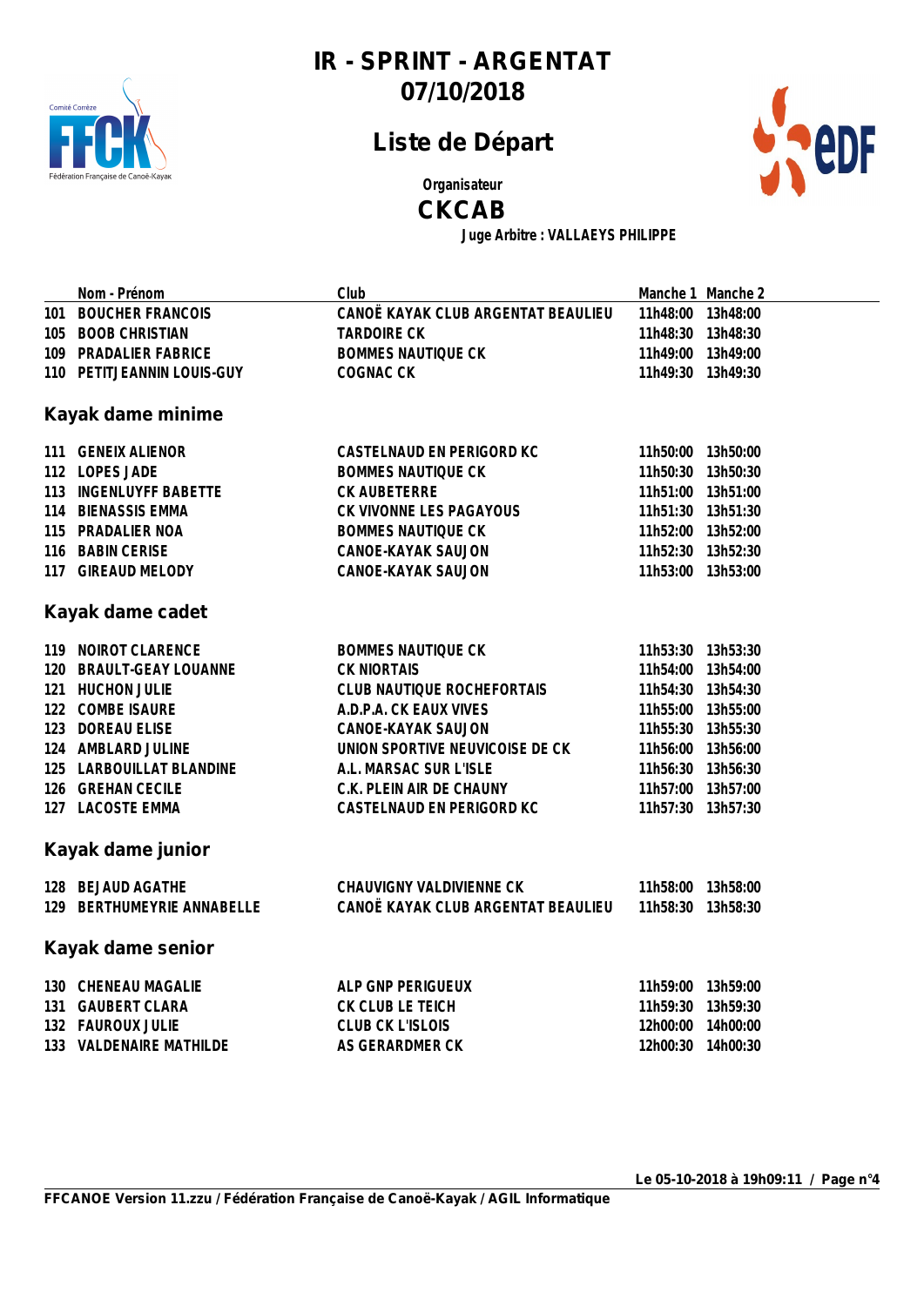# IR - SPRINT - ARGENTAT
# 07/10/2018

## Liste de Départ

Organisateur

**CKCAB**

Juge Arbitre : VALLAEYS PHILIPPE

| | Nom - Prénom | Club | Manche 1 | Manche 2 |
|---|---|---|---|---|
| 101 | BOUCHER FRANCOIS | CANOË KAYAK CLUB ARGENTAT BEAULIEU | 11h48:00 | 13h48:00 |
| 105 | BOOB CHRISTIAN | TARDOIRE CK | 11h48:30 | 13h48:30 |
| 109 | PRADALIER FABRICE | BOMMES NAUTIQUE CK | 11h49:00 | 13h49:00 |
| 110 | PETITJEANNIN LOUIS-GUY | COGNAC CK | 11h49:30 | 13h49:30 |

### Kayak dame minime

| | Nom - Prénom | Club | Manche 1 | Manche 2 |
|---|---|---|---|---|
| 111 | GENEIX ALIENOR | CASTELNAUD EN PERIGORD KC | 11h50:00 | 13h50:00 |
| 112 | LOPES JADE | BOMMES NAUTIQUE CK | 11h50:30 | 13h50:30 |
| 113 | INGENLUYFF BABETTE | CK AUBETERRE | 11h51:00 | 13h51:00 |
| 114 | BIENASSIS EMMA | CK VIVONNE LES PAGAYOUS | 11h51:30 | 13h51:30 |
| 115 | PRADALIER NOA | BOMMES NAUTIQUE CK | 11h52:00 | 13h52:00 |
| 116 | BABIN CERISE | CANOE-KAYAK SAUJON | 11h52:30 | 13h52:30 |
| 117 | GIREAUD MELODY | CANOE-KAYAK SAUJON | 11h53:00 | 13h53:00 |

### Kayak dame cadet

| | Nom - Prénom | Club | Manche 1 | Manche 2 |
|---|---|---|---|---|
| 119 | NOIROT CLARENCE | BOMMES NAUTIQUE CK | 11h53:30 | 13h53:30 |
| 120 | BRAULT-GEAY LOUANNE | CK NIORTAIS | 11h54:00 | 13h54:00 |
| 121 | HUCHON JULIE | CLUB NAUTIQUE ROCHEFORTAIS | 11h54:30 | 13h54:30 |
| 122 | COMBE ISAURE | A.D.P.A. CK EAUX VIVES | 11h55:00 | 13h55:00 |
| 123 | DOREAU ELISE | CANOE-KAYAK SAUJON | 11h55:30 | 13h55:30 |
| 124 | AMBLARD JULINE | UNION SPORTIVE NEUVICOISE DE CK | 11h56:00 | 13h56:00 |
| 125 | LARBOUILLAT BLANDINE | A.L. MARSAC SUR L'ISLE | 11h56:30 | 13h56:30 |
| 126 | GREHAN CECILE | C.K. PLEIN AIR DE CHAUNY | 11h57:00 | 13h57:00 |
| 127 | LACOSTE EMMA | CASTELNAUD EN PERIGORD KC | 11h57:30 | 13h57:30 |

### Kayak dame junior

| | Nom - Prénom | Club | Manche 1 | Manche 2 |
|---|---|---|---|---|
| 128 | BEJAUD AGATHE | CHAUVIGNY VALDIVIENNE CK | 11h58:00 | 13h58:00 |
| 129 | BERTHUMEYRIE ANNABELLE | CANOË KAYAK CLUB ARGENTAT BEAULIEU | 11h58:30 | 13h58:30 |

### Kayak dame senior

| | Nom - Prénom | Club | Manche 1 | Manche 2 |
|---|---|---|---|---|
| 130 | CHENEAU MAGALIE | ALP GNP PERIGUEUX | 11h59:00 | 13h59:00 |
| 131 | GAUBERT CLARA | CK CLUB LE TEICH | 11h59:30 | 13h59:30 |
| 132 | FAUROUX JULIE | CLUB CK L'ISLOIS | 12h00:00 | 14h00:00 |
| 133 | VALDENAIRE MATHILDE | AS GERARDMER CK | 12h00:30 | 14h00:30 |

Le 05-10-2018 à 19h09:11

FFCANOE Version 11.zzu / Fédération Française de Canoë-Kayak / AGIL Informatique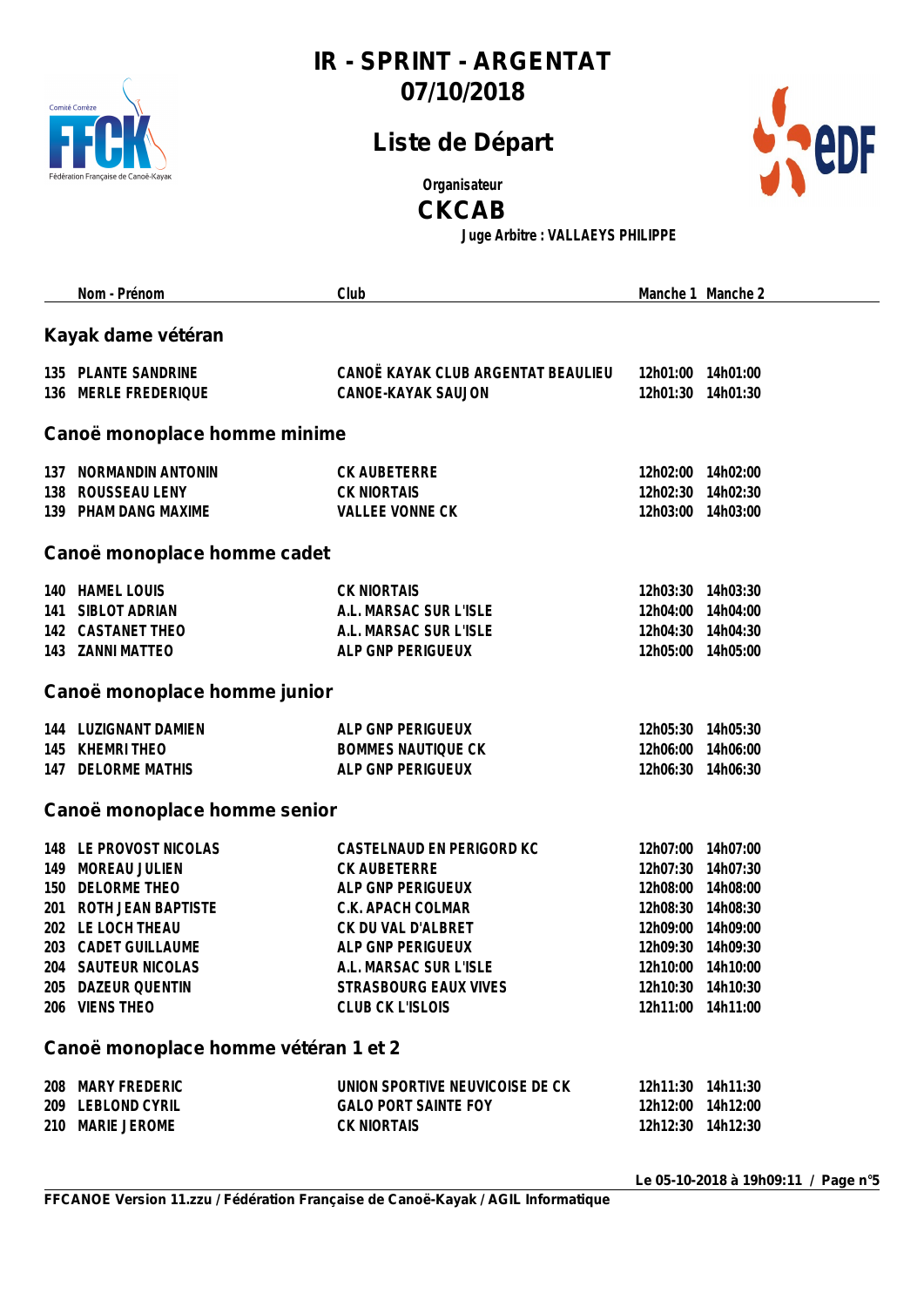# IR - SPRINT - ARGENTAT
# 07/10/2018

## Liste de Départ

Organisateur

**CKCAB**

Juge Arbitre : VALLAEYS PHILIPPE

| | Nom - Prénom | Club | Manche 1 | Manche 2 |
|---|---|---|---|---|
| | **Kayak dame vétéran** | | | |
| 135 | PLANTE SANDRINE | CANOË KAYAK CLUB ARGENTAT BEAULIEU | 12h01:00 | 14h01:00 |
| 136 | MERLE FREDERIQUE | CANOE-KAYAK SAUJON | 12h01:30 | 14h01:30 |
| | **Canoë monoplace homme minime** | | | |
| 137 | NORMANDIN ANTONIN | CK AUBETERRE | 12h02:00 | 14h02:00 |
| 138 | ROUSSEAU LENY | CK NIORTAIS | 12h02:30 | 14h02:30 |
| 139 | PHAM DANG MAXIME | VALLEE VONNE CK | 12h03:00 | 14h03:00 |
| | **Canoë monoplace homme cadet** | | | |
| 140 | HAMEL LOUIS | CK NIORTAIS | 12h03:30 | 14h03:30 |
| 141 | SIBLOT ADRIAN | A.L. MARSAC SUR L'ISLE | 12h04:00 | 14h04:00 |
| 142 | CASTANET THEO | A.L. MARSAC SUR L'ISLE | 12h04:30 | 14h04:30 |
| 143 | ZANNI MATTEO | ALP GNP PERIGUEUX | 12h05:00 | 14h05:00 |
| | **Canoë monoplace homme junior** | | | |
| 144 | LUZIGNANT DAMIEN | ALP GNP PERIGUEUX | 12h05:30 | 14h05:30 |
| 145 | KHEMRI THEO | BOMMES NAUTIQUE CK | 12h06:00 | 14h06:00 |
| 147 | DELORME MATHIS | ALP GNP PERIGUEUX | 12h06:30 | 14h06:30 |
| | **Canoë monoplace homme senior** | | | |
| 148 | LE PROVOST NICOLAS | CASTELNAUD EN PERIGORD KC | 12h07:00 | 14h07:00 |
| 149 | MOREAU JULIEN | CK AUBETERRE | 12h07:30 | 14h07:30 |
| 150 | DELORME THEO | ALP GNP PERIGUEUX | 12h08:00 | 14h08:00 |
| 201 | ROTH JEAN BAPTISTE | C.K. APACH COLMAR | 12h08:30 | 14h08:30 |
| 202 | LE LOCH THEAU | CK DU VAL D'ALBRET | 12h09:00 | 14h09:00 |
| 203 | CADET GUILLAUME | ALP GNP PERIGUEUX | 12h09:30 | 14h09:30 |
| 204 | SAUTEUR NICOLAS | A.L. MARSAC SUR L'ISLE | 12h10:00 | 14h10:00 |
| 205 | DAZEUR QUENTIN | STRASBOURG EAUX VIVES | 12h10:30 | 14h10:30 |
| 206 | VIENS THEO | CLUB CK L'ISLOIS | 12h11:00 | 14h11:00 |
| | **Canoë monoplace homme vétéran 1 et 2** | | | |
| 208 | MARY FREDERIC | UNION SPORTIVE NEUVICOISE DE CK | 12h11:30 | 14h11:30 |
| 209 | LEBLOND CYRIL | GALO PORT SAINTE FOY | 12h12:00 | 14h12:00 |
| 210 | MARIE JEROME | CK NIORTAIS | 12h12:30 | 14h12:30 |

Le 05-10-2018 à 19h09:11

FFCANOE Version 11.zzu / Fédération Française de Canoë-Kayak / AGIL Informatique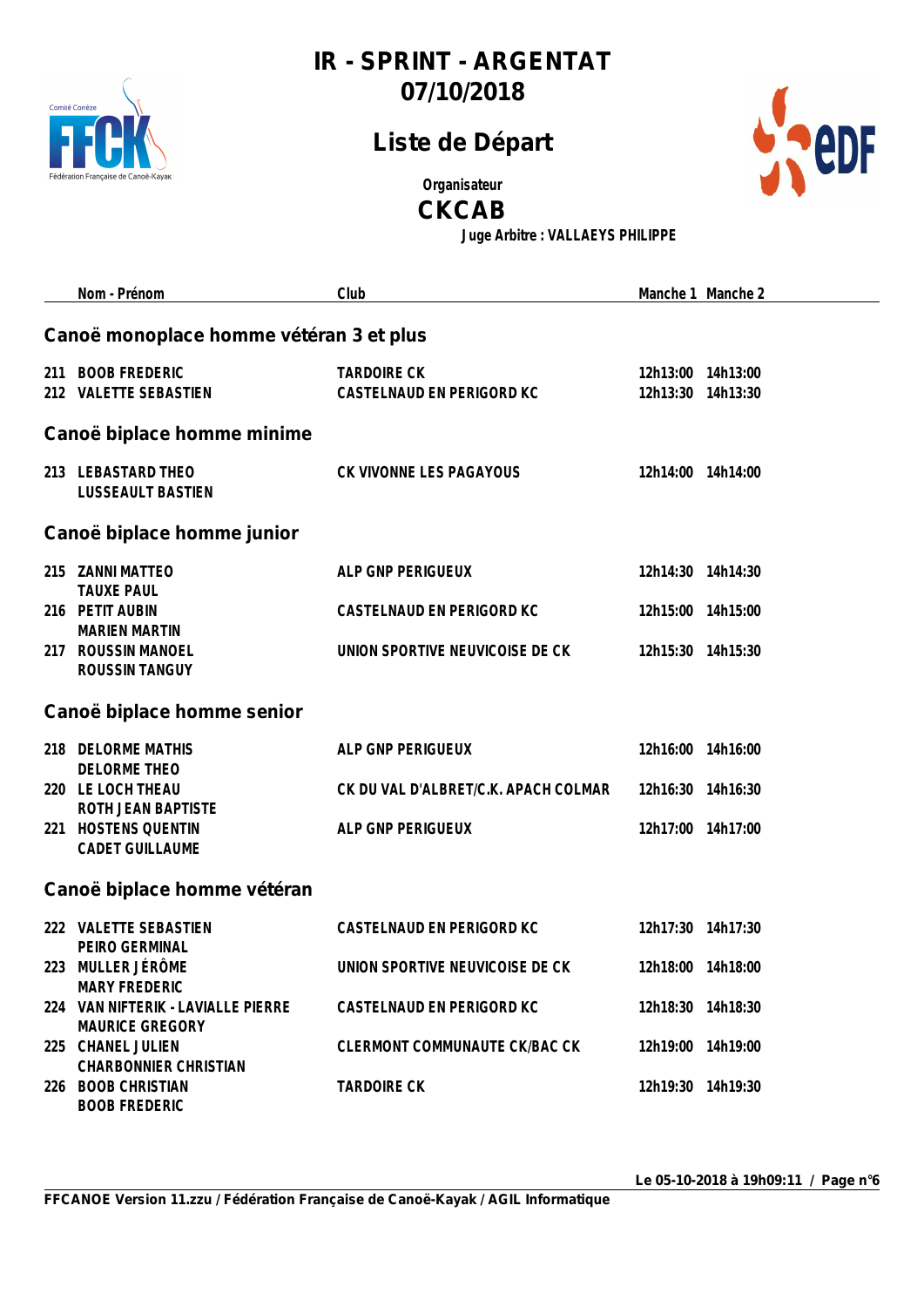# IR - SPRINT - ARGENTAT
# 07/10/2018

## Liste de Départ

Organisateur

**CKCAB**

Juge Arbitre : VALLAEYS PHILIPPE

| | Nom - Prénom | Club | Manche 1 | Manche 2 |
|---|---|---|---|---|

### Canoë monoplace homme vétéran 3 et plus

| | Nom - Prénom | Club | Manche 1 | Manche 2 |
|---|---|---|---|---|
| 211 | BOOB FREDERIC | TARDOIRE CK | 12h13:00 | 14h13:00 |
| 212 | VALETTE SEBASTIEN | CASTELNAUD EN PERIGORD KC | 12h13:30 | 14h13:30 |

### Canoë biplace homme minime

| | Nom - Prénom | Club | Manche 1 | Manche 2 |
|---|---|---|---|---|
| 213 | LEBASTARD THEO<br>LUSSEAULT BASTIEN | CK VIVONNE LES PAGAYOUS | 12h14:00 | 14h14:00 |

### Canoë biplace homme junior

| | Nom - Prénom | Club | Manche 1 | Manche 2 |
|---|---|---|---|---|
| 215 | ZANNI MATTEO<br>TAUXE PAUL | ALP GNP PERIGUEUX | 12h14:30 | 14h14:30 |
| 216 | PETIT AUBIN<br>MARIEN MARTIN | CASTELNAUD EN PERIGORD KC | 12h15:00 | 14h15:00 |
| 217 | ROUSSIN MANOEL<br>ROUSSIN TANGUY | UNION SPORTIVE NEUVICOISE DE CK | 12h15:30 | 14h15:30 |

### Canoë biplace homme senior

| | Nom - Prénom | Club | Manche 1 | Manche 2 |
|---|---|---|---|---|
| 218 | DELORME MATHIS<br>DELORME THEO | ALP GNP PERIGUEUX | 12h16:00 | 14h16:00 |
| 220 | LE LOCH THEAU<br>ROTH JEAN BAPTISTE | CK DU VAL D'ALBRET/C.K. APACH COLMAR | 12h16:30 | 14h16:30 |
| 221 | HOSTENS QUENTIN<br>CADET GUILLAUME | ALP GNP PERIGUEUX | 12h17:00 | 14h17:00 |

### Canoë biplace homme vétéran

| | Nom - Prénom | Club | Manche 1 | Manche 2 |
|---|---|---|---|---|
| 222 | VALETTE SEBASTIEN<br>PEIRO GERMINAL | CASTELNAUD EN PERIGORD KC | 12h17:30 | 14h17:30 |
| 223 | MULLER JÉRÔME<br>MARY FREDERIC | UNION SPORTIVE NEUVICOISE DE CK | 12h18:00 | 14h18:00 |
| 224 | VAN NIFTERIK - LAVIALLE PIERRE<br>MAURICE GREGORY | CASTELNAUD EN PERIGORD KC | 12h18:30 | 14h18:30 |
| 225 | CHANEL JULIEN<br>CHARBONNIER CHRISTIAN | CLERMONT COMMUNAUTE CK/BAC CK | 12h19:00 | 14h19:00 |
| 226 | BOOB CHRISTIAN<br>BOOB FREDERIC | TARDOIRE CK | 12h19:30 | 14h19:30 |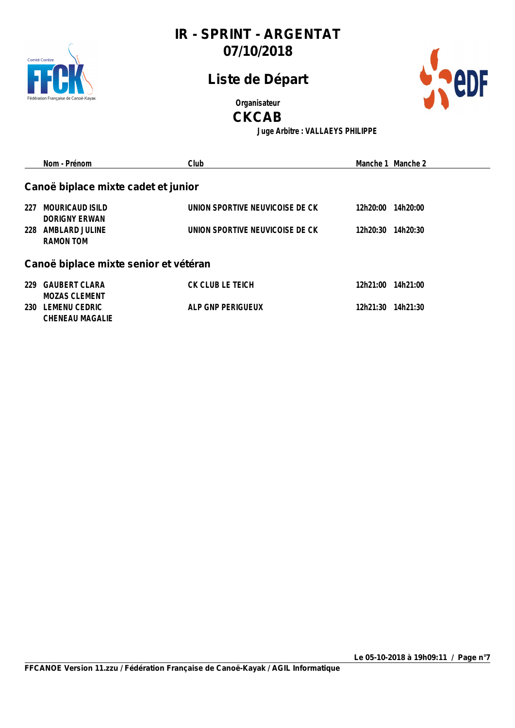# IR - SPRINT - ARGENTAT
# 07/10/2018

## Liste de Départ

Organisateur

**CKCAB**

Juge Arbitre : VALLAEYS PHILIPPE

### Canoë biplace mixte cadet et junior

| | Nom - Prénom | Club | Manche 1 | Manche 2 |
|---|---|---|---|---|
| 227 | MOURICAUD ISILD<br>DORIGNY ERWAN | UNION SPORTIVE NEUVICOISE DE CK | 12h20:00 | 14h20:00 |
| 228 | AMBLARD JULINE<br>RAMON TOM | UNION SPORTIVE NEUVICOISE DE CK | 12h20:30 | 14h20:30 |

### Canoë biplace mixte senior et vétéran

| | Nom - Prénom | Club | Manche 1 | Manche 2 |
|---|---|---|---|---|
| 229 | GAUBERT CLARA<br>MOZAS CLEMENT | CK CLUB LE TEICH | 12h21:00 | 14h21:00 |
| 230 | LEMENU CEDRIC<br>CHENEAU MAGALIE | ALP GNP PERIGUEUX | 12h21:30 | 14h21:30 |

Le 05-10-2018 à 19h09:11

FFCANOE Version 11.zzu / Fédération Française de Canoë-Kayak / AGIL Informatique